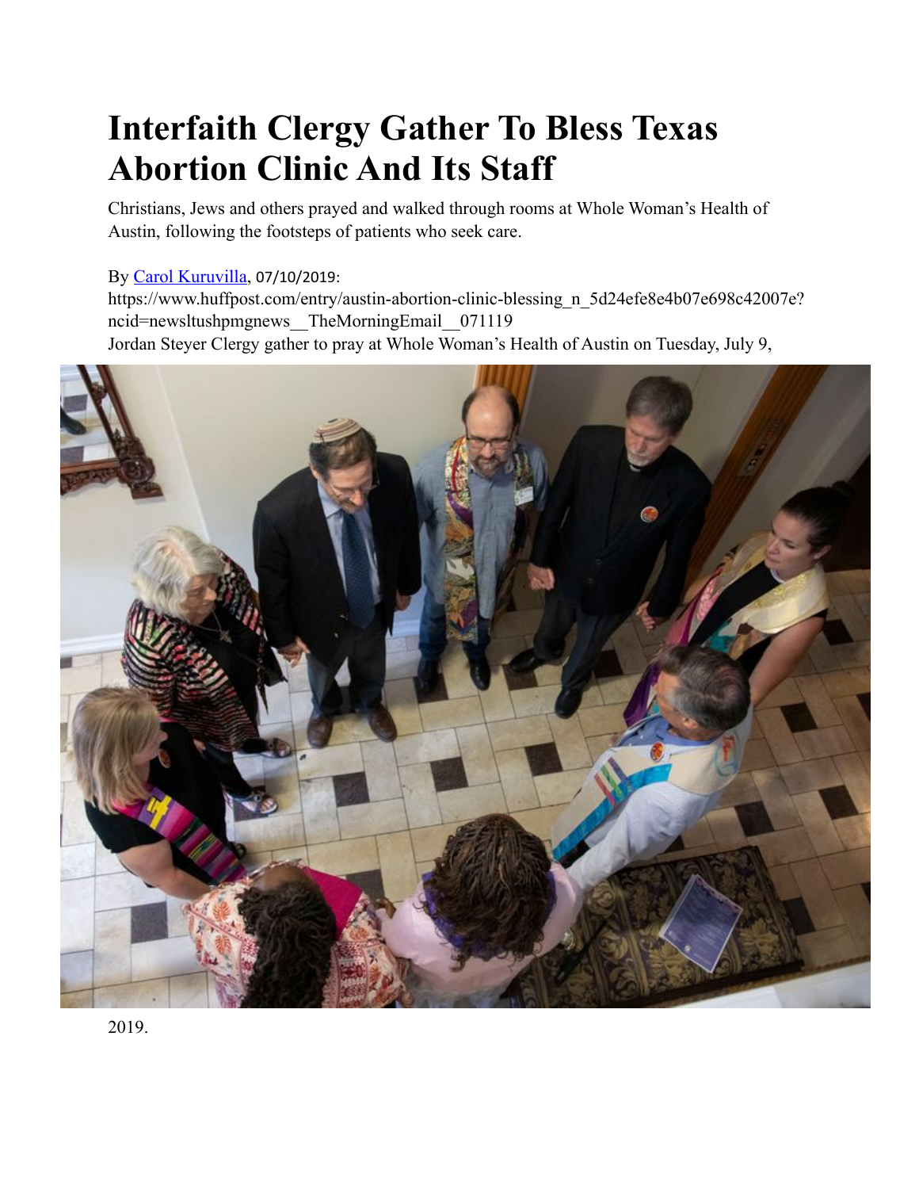# Interfaith Clergy Gather To Bless Texas Abortion Clinic And Its Staff

Christians, Jews and others prayed and walked through rooms at Whole Woman's Health of Austin, following the footsteps of patients who seek care.

By [Carol Kuruvilla](https://www.huffpost.com/entry/austin-abortion-clinic-blessing_n_5d24efe8e4b07e698c42007e?ncid=newsltushpmgnews__TheMorningEmail__071119), 07/10/2019: https://www.huffpost.com/entry/austin-abortion-clinic-blessing_n_5d24efe8e4b07e698c42007e?ncid=newsltushpmgnews__TheMorningEmail__071119

Jordan Steyer Clergy gather to pray at Whole Woman's Health of Austin on Tuesday, July 9, 2019.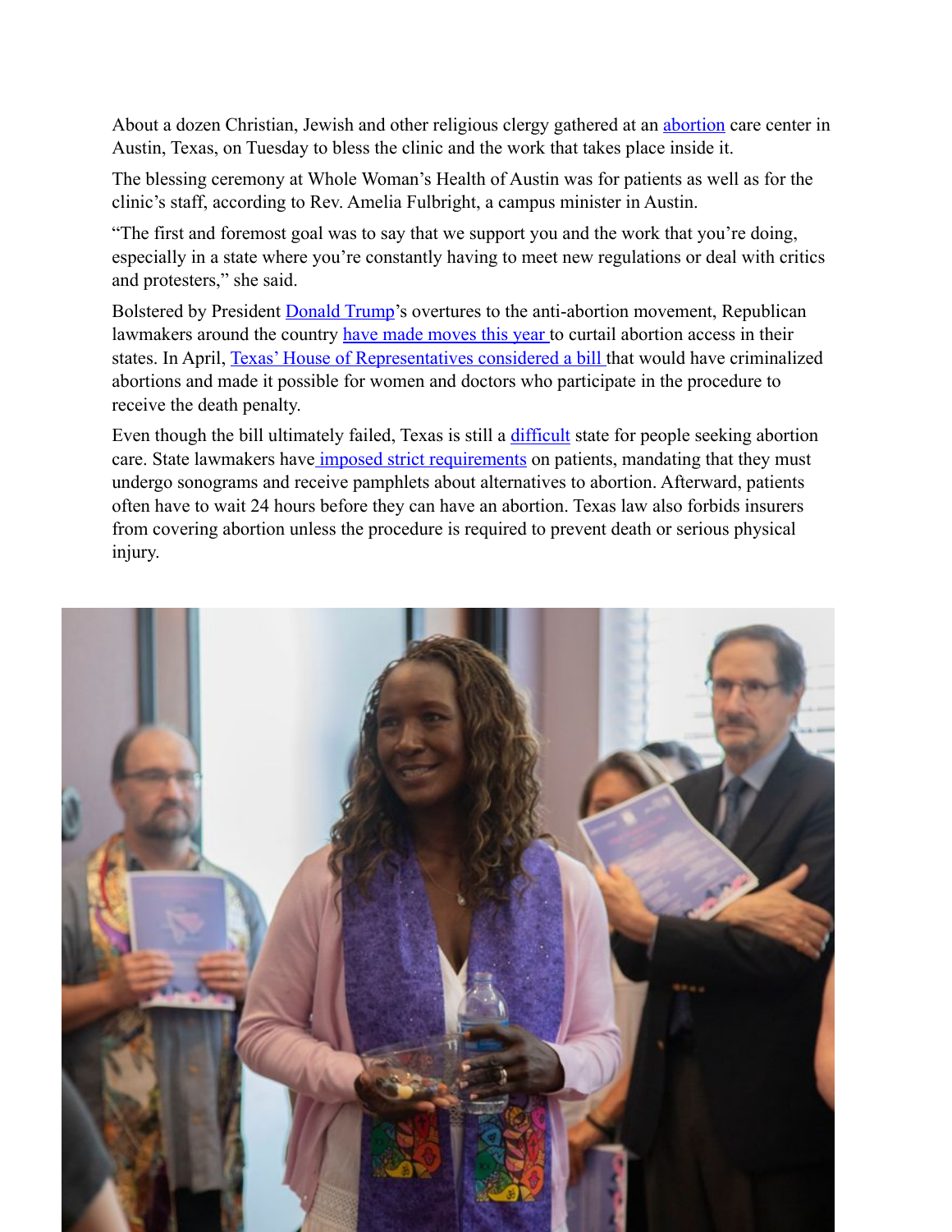About a dozen Christian, Jewish and other religious clergy gathered at an abortion care center in Austin, Texas, on Tuesday to bless the clinic and the work that takes place inside it.

The blessing ceremony at Whole Woman's Health of Austin was for patients as well as for the clinic's staff, according to Rev. Amelia Fulbright, a campus minister in Austin.

"The first and foremost goal was to say that we support you and the work that you're doing, especially in a state where you're constantly having to meet new regulations or deal with critics and protesters," she said.

Bolstered by President Donald Trump's overtures to the anti-abortion movement, Republican lawmakers around the country have made moves this year to curtail abortion access in their states. In April, Texas' House of Representatives considered a bill that would have criminalized abortions and made it possible for women and doctors who participate in the procedure to receive the death penalty.

Even though the bill ultimately failed, Texas is still a difficult state for people seeking abortion care. State lawmakers have imposed strict requirements on patients, mandating that they must undergo sonograms and receive pamphlets about alternatives to abortion. Afterward, patients often have to wait 24 hours before they can have an abortion. Texas law also forbids insurers from covering abortion unless the procedure is required to prevent death or serious physical injury.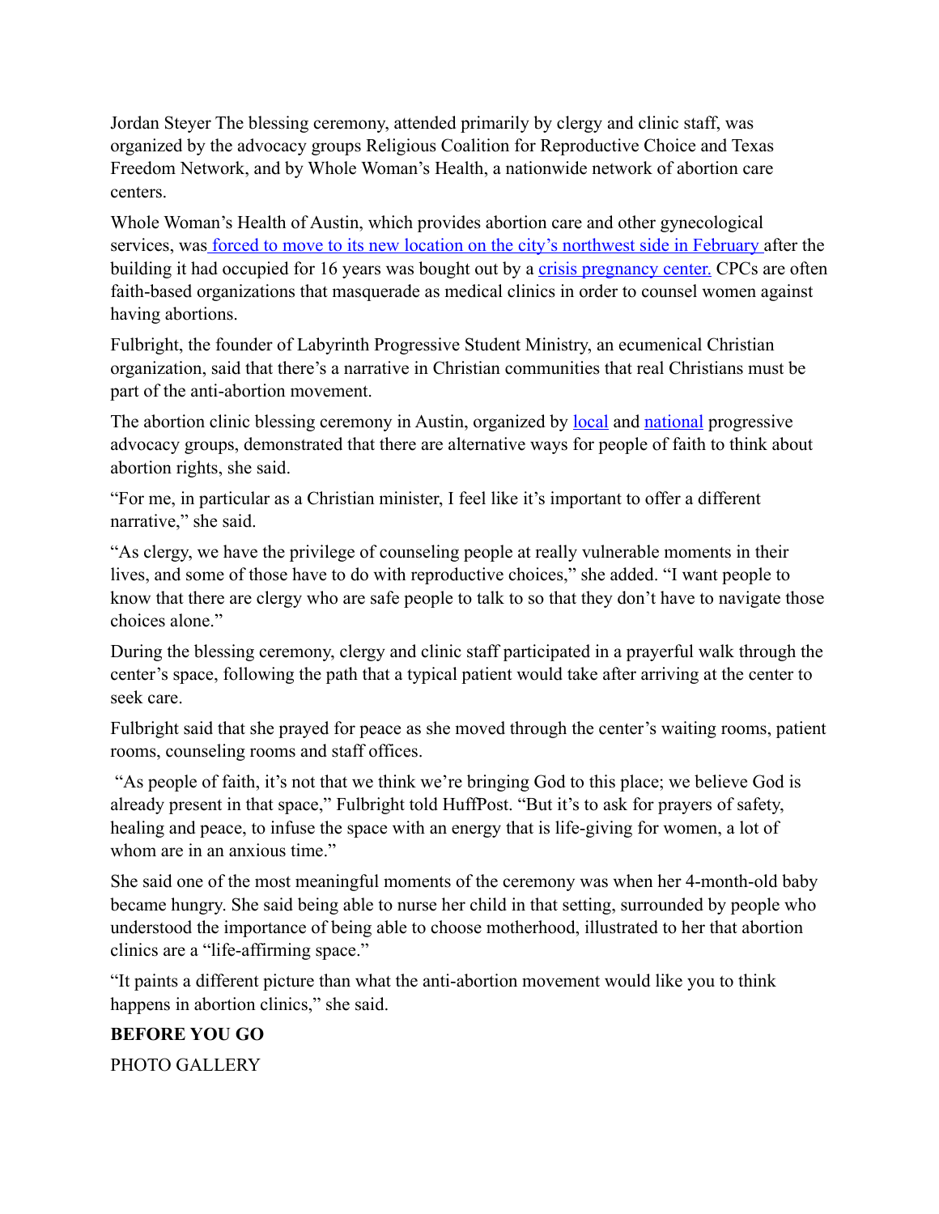Jordan Steyer The blessing ceremony, attended primarily by clergy and clinic staff, was organized by the advocacy groups Religious Coalition for Reproductive Choice and Texas Freedom Network, and by Whole Woman's Health, a nationwide network of abortion care centers.

Whole Woman's Health of Austin, which provides abortion care and other gynecological services, was forced to move to its new location on the city's northwest side in February after the building it had occupied for 16 years was bought out by a crisis pregnancy center. CPCs are often faith-based organizations that masquerade as medical clinics in order to counsel women against having abortions.

Fulbright, the founder of Labyrinth Progressive Student Ministry, an ecumenical Christian organization, said that there's a narrative in Christian communities that real Christians must be part of the anti-abortion movement.

The abortion clinic blessing ceremony in Austin, organized by local and national progressive advocacy groups, demonstrated that there are alternative ways for people of faith to think about abortion rights, she said.

"For me, in particular as a Christian minister, I feel like it's important to offer a different narrative," she said.

"As clergy, we have the privilege of counseling people at really vulnerable moments in their lives, and some of those have to do with reproductive choices," she added. "I want people to know that there are clergy who are safe people to talk to so that they don't have to navigate those choices alone."

During the blessing ceremony, clergy and clinic staff participated in a prayerful walk through the center's space, following the path that a typical patient would take after arriving at the center to seek care.

Fulbright said that she prayed for peace as she moved through the center's waiting rooms, patient rooms, counseling rooms and staff offices.

"As people of faith, it's not that we think we're bringing God to this place; we believe God is already present in that space," Fulbright told HuffPost. "But it's to ask for prayers of safety, healing and peace, to infuse the space with an energy that is life-giving for women, a lot of whom are in an anxious time."

She said one of the most meaningful moments of the ceremony was when her 4-month-old baby became hungry. She said being able to nurse her child in that setting, surrounded by people who understood the importance of being able to choose motherhood, illustrated to her that abortion clinics are a "life-affirming space."

"It paints a different picture than what the anti-abortion movement would like you to think happens in abortion clinics," she said.

**BEFORE YOU GO**

PHOTO GALLERY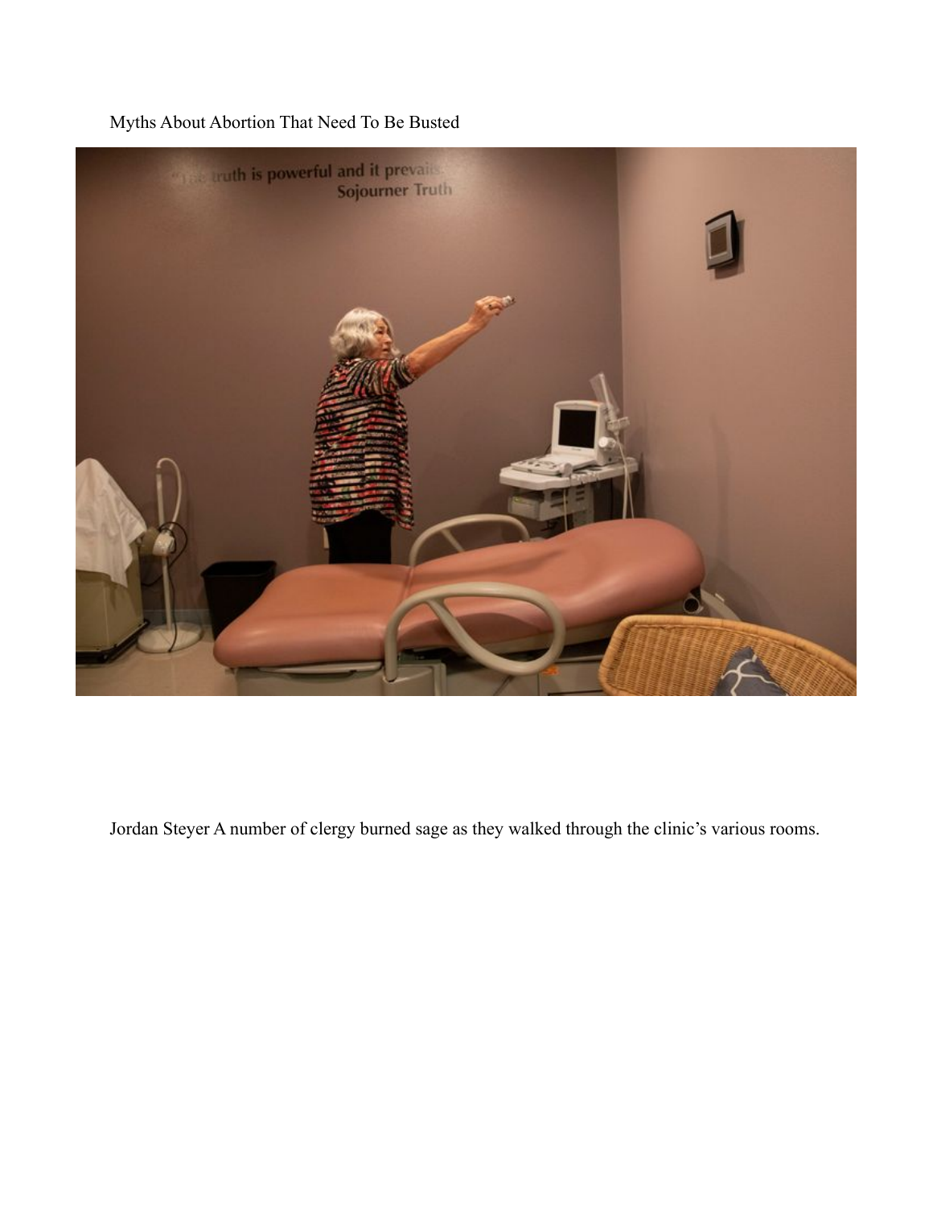Myths About Abortion That Need To Be Busted

Jordan Steyer A number of clergy burned sage as they walked through the clinic's various rooms.